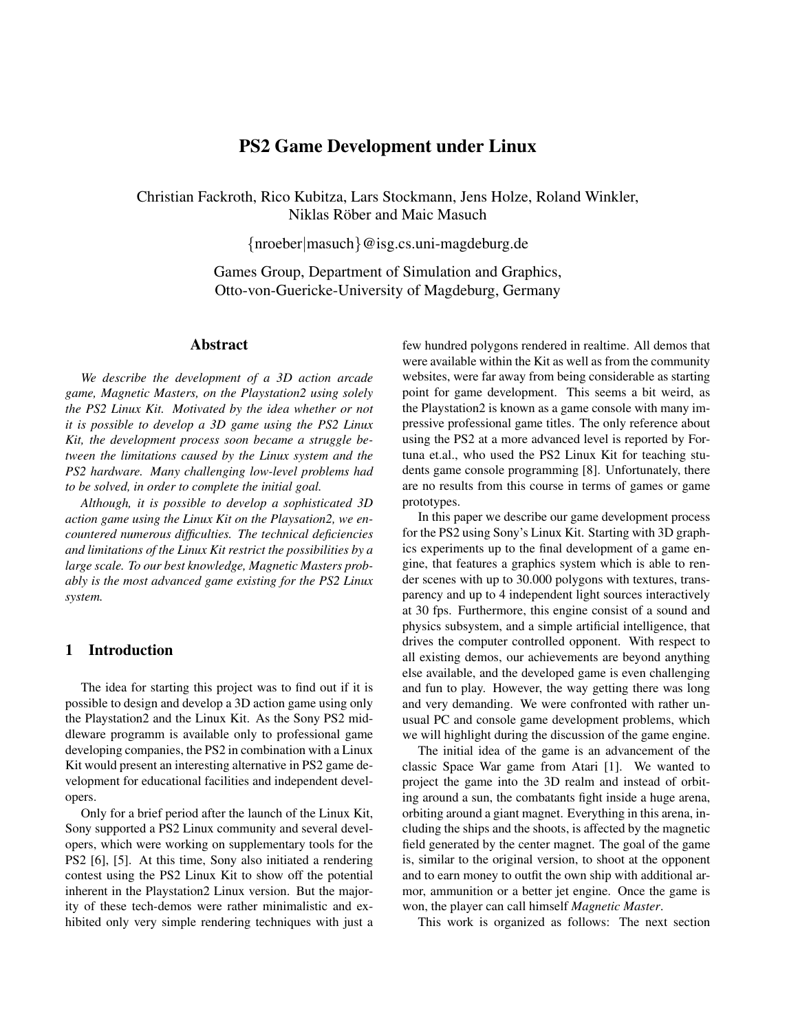# PS2 Game Development under Linux

Christian Fackroth, Rico Kubitza, Lars Stockmann, Jens Holze, Roland Winkler, Niklas Röber and Maic Masuch

{nroeber|masuch}@isg.cs.uni-magdeburg.de

Games Group, Department of Simulation and Graphics,
Otto-von-Guericke-University of Magdeburg, Germany

## Abstract

*We describe the development of a 3D action arcade game, Magnetic Masters, on the Playstation2 using solely the PS2 Linux Kit. Motivated by the idea whether or not it is possible to develop a 3D game using the PS2 Linux Kit, the development process soon became a struggle between the limitations caused by the Linux system and the PS2 hardware. Many challenging low-level problems had to be solved, in order to complete the initial goal.*

*Although, it is possible to develop a sophisticated 3D action game using the Linux Kit on the Playsation2, we encountered numerous difficulties. The technical deficiencies and limitations of the Linux Kit restrict the possibilities by a large scale. To our best knowledge, Magnetic Masters probably is the most advanced game existing for the PS2 Linux system.*

## 1 Introduction

The idea for starting this project was to find out if it is possible to design and develop a 3D action game using only the Playstation2 and the Linux Kit. As the Sony PS2 middleware programm is available only to professional game developing companies, the PS2 in combination with a Linux Kit would present an interesting alternative in PS2 game development for educational facilities and independent developers.

Only for a brief period after the launch of the Linux Kit, Sony supported a PS2 Linux community and several developers, which were working on supplementary tools for the PS2 [6], [5]. At this time, Sony also initiated a rendering contest using the PS2 Linux Kit to show off the potential inherent in the Playstation2 Linux version. But the majority of these tech-demos were rather minimalistic and exhibited only very simple rendering techniques with just a few hundred polygons rendered in realtime. All demos that were available within the Kit as well as from the community websites, were far away from being considerable as starting point for game development. This seems a bit weird, as the Playstation2 is known as a game console with many impressive professional game titles. The only reference about using the PS2 at a more advanced level is reported by Fortuna et.al., who used the PS2 Linux Kit for teaching students game console programming [8]. Unfortunately, there are no results from this course in terms of games or game prototypes.

In this paper we describe our game development process for the PS2 using Sony's Linux Kit. Starting with 3D graphics experiments up to the final development of a game engine, that features a graphics system which is able to render scenes with up to 30.000 polygons with textures, transparency and up to 4 independent light sources interactively at 30 fps. Furthermore, this engine consist of a sound and physics subsystem, and a simple artificial intelligence, that drives the computer controlled opponent. With respect to all existing demos, our achievements are beyond anything else available, and the developed game is even challenging and fun to play. However, the way getting there was long and very demanding. We were confronted with rather unusual PC and console game development problems, which we will highlight during the discussion of the game engine.

The initial idea of the game is an advancement of the classic Space War game from Atari [1]. We wanted to project the game into the 3D realm and instead of orbiting around a sun, the combatants fight inside a huge arena, orbiting around a giant magnet. Everything in this arena, including the ships and the shoots, is affected by the magnetic field generated by the center magnet. The goal of the game is, similar to the original version, to shoot at the opponent and to earn money to outfit the own ship with additional armor, ammunition or a better jet engine. Once the game is won, the player can call himself *Magnetic Master*.

This work is organized as follows: The next section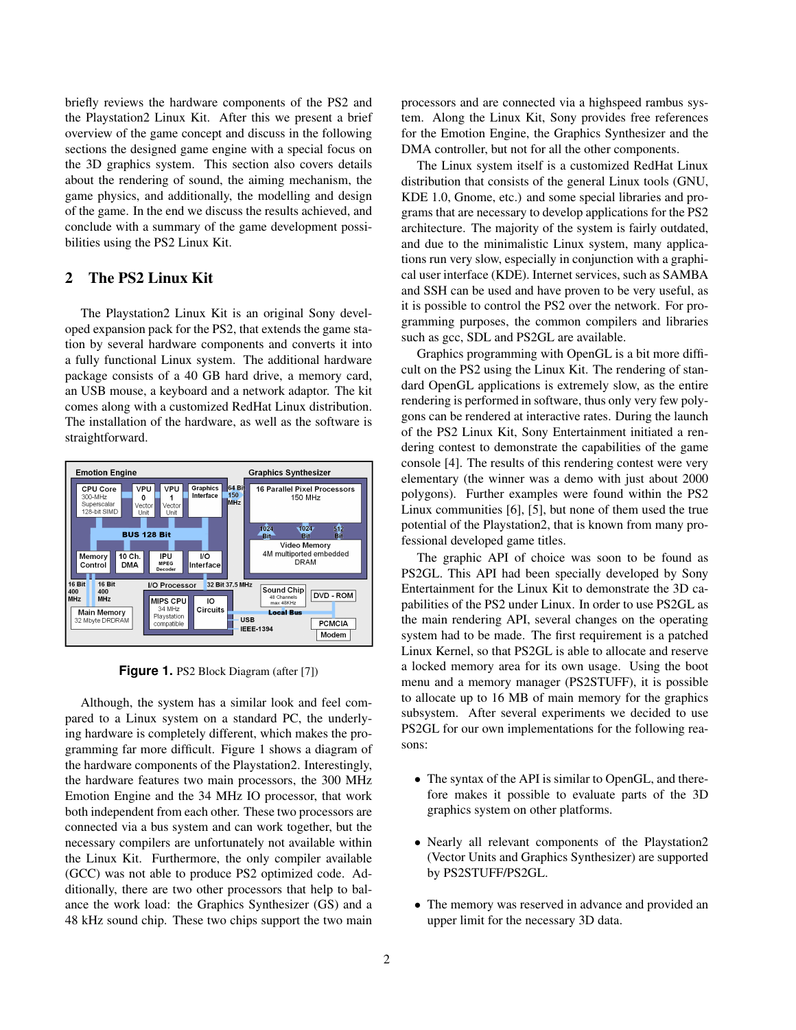briefly reviews the hardware components of the PS2 and the Playstation2 Linux Kit. After this we present a brief overview of the game concept and discuss in the following sections the designed game engine with a special focus on the 3D graphics system. This section also covers details about the rendering of sound, the aiming mechanism, the game physics, and additionally, the modelling and design of the game. In the end we discuss the results achieved, and conclude with a summary of the game development possibilities using the PS2 Linux Kit.

## 2 The PS2 Linux Kit

The Playstation2 Linux Kit is an original Sony developed expansion pack for the PS2, that extends the game station by several hardware components and converts it into a fully functional Linux system. The additional hardware package consists of a 40 GB hard drive, a memory card, an USB mouse, a keyboard and a network adaptor. The kit comes along with a customized RedHat Linux distribution. The installation of the hardware, as well as the software is straightforward.

**Figure 1.** PS2 Block Diagram (after [7])

Although, the system has a similar look and feel compared to a Linux system on a standard PC, the underlying hardware is completely different, which makes the programming far more difficult. Figure 1 shows a diagram of the hardware components of the Playstation2. Interestingly, the hardware features two main processors, the 300 MHz Emotion Engine and the 34 MHz IO processor, that work both independent from each other. These two processors are connected via a bus system and can work together, but the necessary compilers are unfortunately not available within the Linux Kit. Furthermore, the only compiler available (GCC) was not able to produce PS2 optimized code. Additionally, there are two other processors that help to balance the work load: the Graphics Synthesizer (GS) and a 48 kHz sound chip. These two chips support the two main processors and are connected via a highspeed rambus system. Along the Linux Kit, Sony provides free references for the Emotion Engine, the Graphics Synthesizer and the DMA controller, but not for all the other components.

The Linux system itself is a customized RedHat Linux distribution that consists of the general Linux tools (GNU, KDE 1.0, Gnome, etc.) and some special libraries and programs that are necessary to develop applications for the PS2 architecture. The majority of the system is fairly outdated, and due to the minimalistic Linux system, many applications run very slow, especially in conjunction with a graphical user interface (KDE). Internet services, such as SAMBA and SSH can be used and have proven to be very useful, as it is possible to control the PS2 over the network. For programming purposes, the common compilers and libraries such as gcc, SDL and PS2GL are available.

Graphics programming with OpenGL is a bit more difficult on the PS2 using the Linux Kit. The rendering of standard OpenGL applications is extremely slow, as the entire rendering is performed in software, thus only very few polygons can be rendered at interactive rates. During the launch of the PS2 Linux Kit, Sony Entertainment initiated a rendering contest to demonstrate the capabilities of the game console [4]. The results of this rendering contest were very elementary (the winner was a demo with just about 2000 polygons). Further examples were found within the PS2 Linux communities [6], [5], but none of them used the true potential of the Playstation2, that is known from many professional developed game titles.

The graphic API of choice was soon to be found as PS2GL. This API had been specially developed by Sony Entertainment for the Linux Kit to demonstrate the 3D capabilities of the PS2 under Linux. In order to use PS2GL as the main rendering API, several changes on the operating system had to be made. The first requirement is a patched Linux Kernel, so that PS2GL is able to allocate and reserve a locked memory area for its own usage. Using the boot menu and a memory manager (PS2STUFF), it is possible to allocate up to 16 MB of main memory for the graphics subsystem. After several experiments we decided to use PS2GL for our own implementations for the following reasons:

- The syntax of the API is similar to OpenGL, and therefore makes it possible to evaluate parts of the 3D graphics system on other platforms.
- Nearly all relevant components of the Playstation2 (Vector Units and Graphics Synthesizer) are supported by PS2STUFF/PS2GL.
- The memory was reserved in advance and provided an upper limit for the necessary 3D data.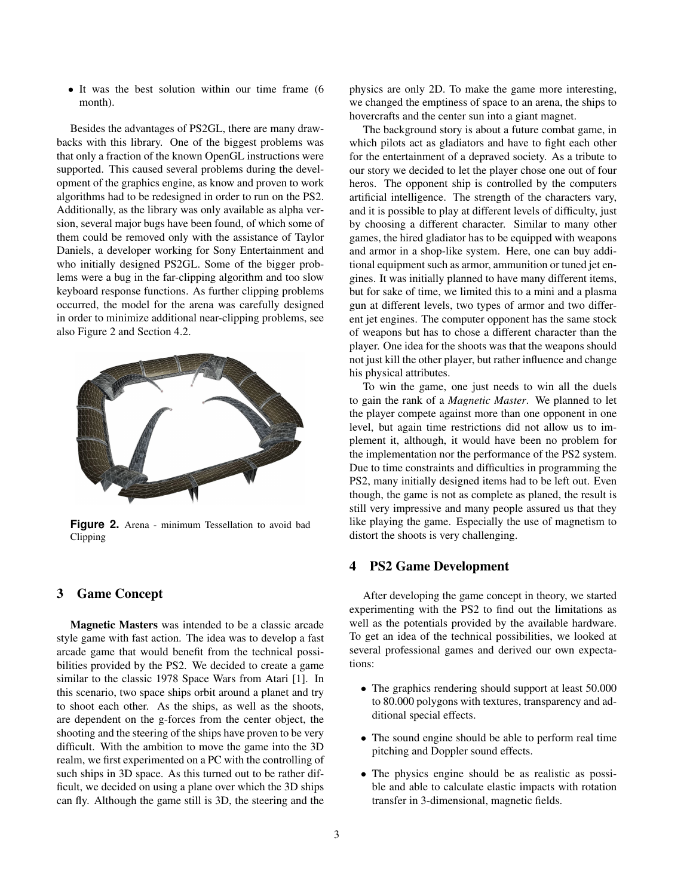- It was the best solution within our time frame (6 month).

Besides the advantages of PS2GL, there are many drawbacks with this library. One of the biggest problems was that only a fraction of the known OpenGL instructions were supported. This caused several problems during the development of the graphics engine, as know and proven to work algorithms had to be redesigned in order to run on the PS2. Additionally, as the library was only available as alpha version, several major bugs have been found, of which some of them could be removed only with the assistance of Taylor Daniels, a developer working for Sony Entertainment and who initially designed PS2GL. Some of the bigger problems were a bug in the far-clipping algorithm and too slow keyboard response functions. As further clipping problems occurred, the model for the arena was carefully designed in order to minimize additional near-clipping problems, see also Figure 2 and Section 4.2.

**Figure 2.** Arena - minimum Tessellation to avoid bad Clipping

## 3 Game Concept

**Magnetic Masters** was intended to be a classic arcade style game with fast action. The idea was to develop a fast arcade game that would benefit from the technical possibilities provided by the PS2. We decided to create a game similar to the classic 1978 Space Wars from Atari [1]. In this scenario, two space ships orbit around a planet and try to shoot each other. As the ships, as well as the shoots, are dependent on the g-forces from the center object, the shooting and the steering of the ships have proven to be very difficult. With the ambition to move the game into the 3D realm, we first experimented on a PC with the controlling of such ships in 3D space. As this turned out to be rather difficult, we decided on using a plane over which the 3D ships can fly. Although the game still is 3D, the steering and the physics are only 2D. To make the game more interesting, we changed the emptiness of space to an arena, the ships to hovercrafts and the center sun into a giant magnet.

The background story is about a future combat game, in which pilots act as gladiators and have to fight each other for the entertainment of a depraved society. As a tribute to our story we decided to let the player chose one out of four heros. The opponent ship is controlled by the computers artificial intelligence. The strength of the characters vary, and it is possible to play at different levels of difficulty, just by choosing a different character. Similar to many other games, the hired gladiator has to be equipped with weapons and armor in a shop-like system. Here, one can buy additional equipment such as armor, ammunition or tuned jet engines. It was initially planned to have many different items, but for sake of time, we limited this to a mini and a plasma gun at different levels, two types of armor and two different jet engines. The computer opponent has the same stock of weapons but has to chose a different character than the player. One idea for the shoots was that the weapons should not just kill the other player, but rather influence and change his physical attributes.

To win the game, one just needs to win all the duels to gain the rank of a *Magnetic Master*. We planned to let the player compete against more than one opponent in one level, but again time restrictions did not allow us to implement it, although, it would have been no problem for the implementation nor the performance of the PS2 system. Due to time constraints and difficulties in programming the PS2, many initially designed items had to be left out. Even though, the game is not as complete as planed, the result is still very impressive and many people assured us that they like playing the game. Especially the use of magnetism to distort the shoots is very challenging.

## 4 PS2 Game Development

After developing the game concept in theory, we started experimenting with the PS2 to find out the limitations as well as the potentials provided by the available hardware. To get an idea of the technical possibilities, we looked at several professional games and derived our own expectations:

- The graphics rendering should support at least 50.000 to 80.000 polygons with textures, transparency and additional special effects.
- The sound engine should be able to perform real time pitching and Doppler sound effects.
- The physics engine should be as realistic as possible and able to calculate elastic impacts with rotation transfer in 3-dimensional, magnetic fields.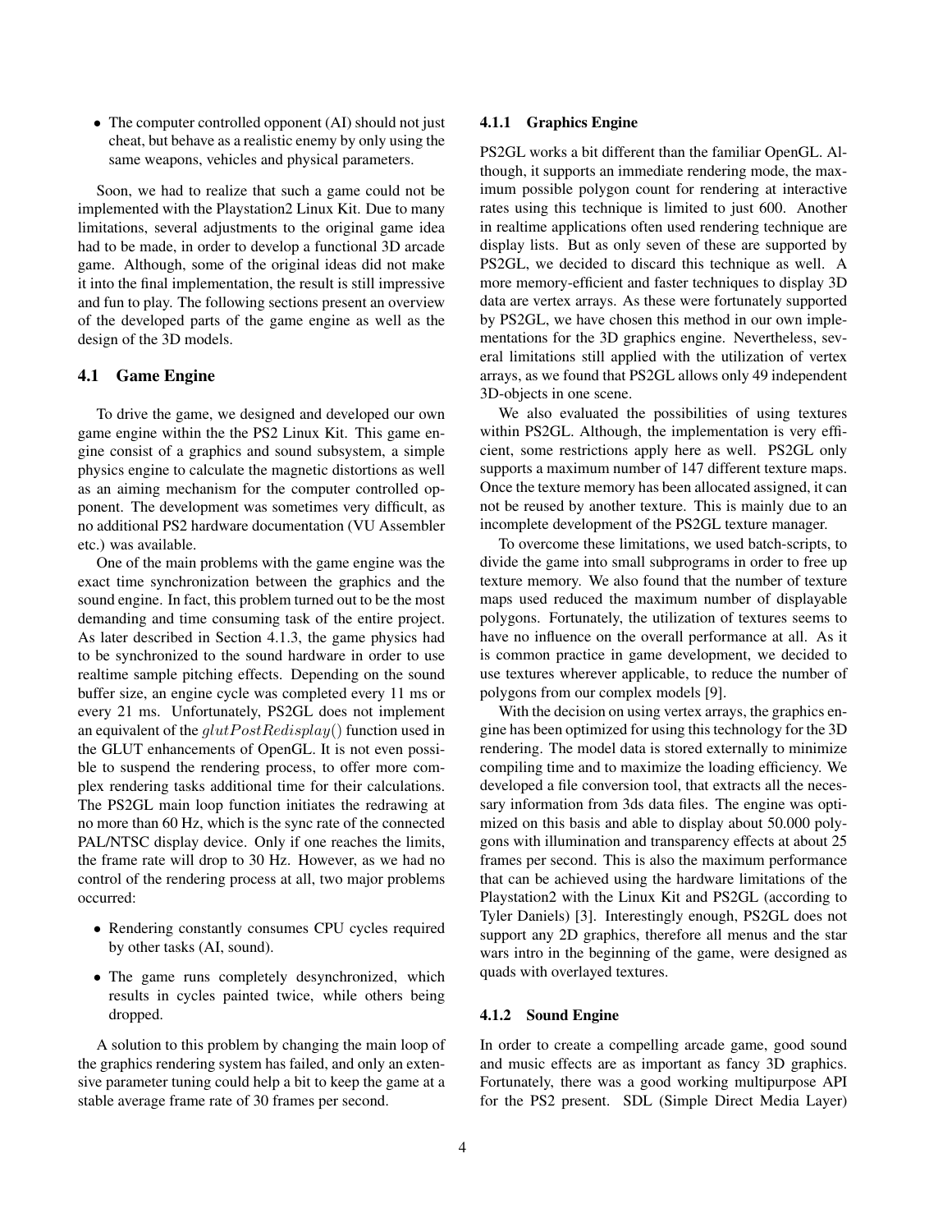- The computer controlled opponent (AI) should not just cheat, but behave as a realistic enemy by only using the same weapons, vehicles and physical parameters.

Soon, we had to realize that such a game could not be implemented with the Playstation2 Linux Kit. Due to many limitations, several adjustments to the original game idea had to be made, in order to develop a functional 3D arcade game. Although, some of the original ideas did not make it into the final implementation, the result is still impressive and fun to play. The following sections present an overview of the developed parts of the game engine as well as the design of the 3D models.

## 4.1 Game Engine

To drive the game, we designed and developed our own game engine within the the PS2 Linux Kit. This game engine consist of a graphics and sound subsystem, a simple physics engine to calculate the magnetic distortions as well as an aiming mechanism for the computer controlled opponent. The development was sometimes very difficult, as no additional PS2 hardware documentation (VU Assembler etc.) was available.

One of the main problems with the game engine was the exact time synchronization between the graphics and the sound engine. In fact, this problem turned out to be the most demanding and time consuming task of the entire project. As later described in Section 4.1.3, the game physics had to be synchronized to the sound hardware in order to use realtime sample pitching effects. Depending on the sound buffer size, an engine cycle was completed every 11 ms or every 21 ms. Unfortunately, PS2GL does not implement an equivalent of the $glutPostRedisplay()$ function used in the GLUT enhancements of OpenGL. It is not even possible to suspend the rendering process, to offer more complex rendering tasks additional time for their calculations. The PS2GL main loop function initiates the redrawing at no more than 60 Hz, which is the sync rate of the connected PAL/NTSC display device. Only if one reaches the limits, the frame rate will drop to 30 Hz. However, as we had no control of the rendering process at all, two major problems occurred:

- Rendering constantly consumes CPU cycles required by other tasks (AI, sound).
- The game runs completely desynchronized, which results in cycles painted twice, while others being dropped.

A solution to this problem by changing the main loop of the graphics rendering system has failed, and only an extensive parameter tuning could help a bit to keep the game at a stable average frame rate of 30 frames per second.

### 4.1.1 Graphics Engine

PS2GL works a bit different than the familiar OpenGL. Although, it supports an immediate rendering mode, the maximum possible polygon count for rendering at interactive rates using this technique is limited to just 600. Another in realtime applications often used rendering technique are display lists. But as only seven of these are supported by PS2GL, we decided to discard this technique as well. A more memory-efficient and faster techniques to display 3D data are vertex arrays. As these were fortunately supported by PS2GL, we have chosen this method in our own implementations for the 3D graphics engine. Nevertheless, several limitations still applied with the utilization of vertex arrays, as we found that PS2GL allows only 49 independent 3D-objects in one scene.

We also evaluated the possibilities of using textures within PS2GL. Although, the implementation is very efficient, some restrictions apply here as well. PS2GL only supports a maximum number of 147 different texture maps. Once the texture memory has been allocated assigned, it can not be reused by another texture. This is mainly due to an incomplete development of the PS2GL texture manager.

To overcome these limitations, we used batch-scripts, to divide the game into small subprograms in order to free up texture memory. We also found that the number of texture maps used reduced the maximum number of displayable polygons. Fortunately, the utilization of textures seems to have no influence on the overall performance at all. As it is common practice in game development, we decided to use textures wherever applicable, to reduce the number of polygons from our complex models [9].

With the decision on using vertex arrays, the graphics engine has been optimized for using this technology for the 3D rendering. The model data is stored externally to minimize compiling time and to maximize the loading efficiency. We developed a file conversion tool, that extracts all the necessary information from 3ds data files. The engine was optimized on this basis and able to display about 50.000 polygons with illumination and transparency effects at about 25 frames per second. This is also the maximum performance that can be achieved using the hardware limitations of the Playstation2 with the Linux Kit and PS2GL (according to Tyler Daniels) [3]. Interestingly enough, PS2GL does not support any 2D graphics, therefore all menus and the star wars intro in the beginning of the game, were designed as quads with overlayed textures.

### 4.1.2 Sound Engine

In order to create a compelling arcade game, good sound and music effects are as important as fancy 3D graphics. Fortunately, there was a good working multipurpose API for the PS2 present. SDL (Simple Direct Media Layer)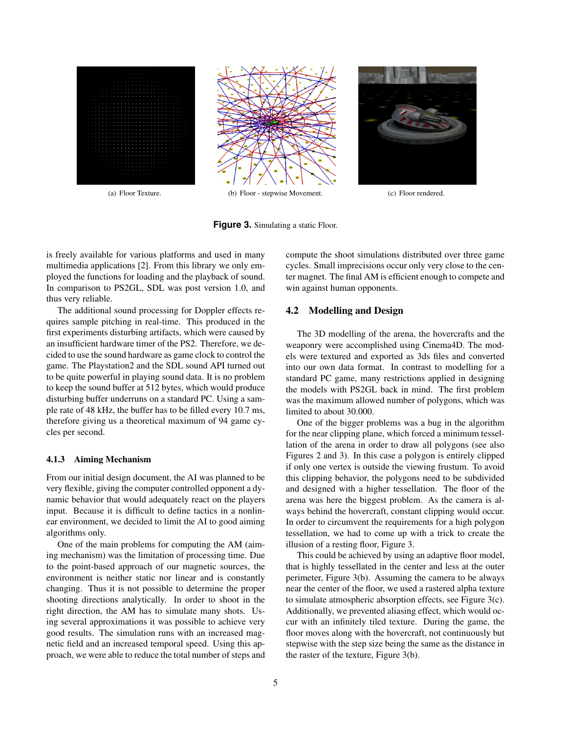(a) Floor Texture.

(b) Floor - stepwise Movement.

(c) Floor rendered.

**Figure 3.** Simulating a static Floor.

is freely available for various platforms and used in many multimedia applications [2]. From this library we only employed the functions for loading and the playback of sound. In comparison to PS2GL, SDL was post version 1.0, and thus very reliable.

The additional sound processing for Doppler effects requires sample pitching in real-time. This produced in the first experiments disturbing artifacts, which were caused by an insufficient hardware timer of the PS2. Therefore, we decided to use the sound hardware as game clock to control the game. The Playstation2 and the SDL sound API turned out to be quite powerful in playing sound data. It is no problem to keep the sound buffer at 512 bytes, which would produce disturbing buffer underruns on a standard PC. Using a sample rate of 48 kHz, the buffer has to be filled every 10.7 ms, therefore giving us a theoretical maximum of 94 game cycles per second.

#### 4.1.3 Aiming Mechanism

From our initial design document, the AI was planned to be very flexible, giving the computer controlled opponent a dynamic behavior that would adequately react on the players input. Because it is difficult to define tactics in a nonlinear environment, we decided to limit the AI to good aiming algorithms only.

One of the main problems for computing the AM (aiming mechanism) was the limitation of processing time. Due to the point-based approach of our magnetic sources, the environment is neither static nor linear and is constantly changing. Thus it is not possible to determine the proper shooting directions analytically. In order to shoot in the right direction, the AM has to simulate many shots. Using several approximations it was possible to achieve very good results. The simulation runs with an increased magnetic field and an increased temporal speed. Using this approach, we were able to reduce the total number of steps and compute the shoot simulations distributed over three game cycles. Small imprecisions occur only very close to the center magnet. The final AM is efficient enough to compete and win against human opponents.

### 4.2 Modelling and Design

The 3D modelling of the arena, the hovercrafts and the weaponry were accomplished using Cinema4D. The models were textured and exported as 3ds files and converted into our own data format. In contrast to modelling for a standard PC game, many restrictions applied in designing the models with PS2GL back in mind. The first problem was the maximum allowed number of polygons, which was limited to about 30.000.

One of the bigger problems was a bug in the algorithm for the near clipping plane, which forced a minimum tessellation of the arena in order to draw all polygons (see also Figures 2 and 3). In this case a polygon is entirely clipped if only one vertex is outside the viewing frustum. To avoid this clipping behavior, the polygons need to be subdivided and designed with a higher tessellation. The floor of the arena was here the biggest problem. As the camera is always behind the hovercraft, constant clipping would occur. In order to circumvent the requirements for a high polygon tessellation, we had to come up with a trick to create the illusion of a resting floor, Figure 3.

This could be achieved by using an adaptive floor model, that is highly tessellated in the center and less at the outer perimeter, Figure 3(b). Assuming the camera to be always near the center of the floor, we used a rastered alpha texture to simulate atmospheric absorption effects, see Figure 3(c). Additionally, we prevented aliasing effect, which would occur with an infinitely tiled texture. During the game, the floor moves along with the hovercraft, not continuously but stepwise with the step size being the same as the distance in the raster of the texture, Figure 3(b).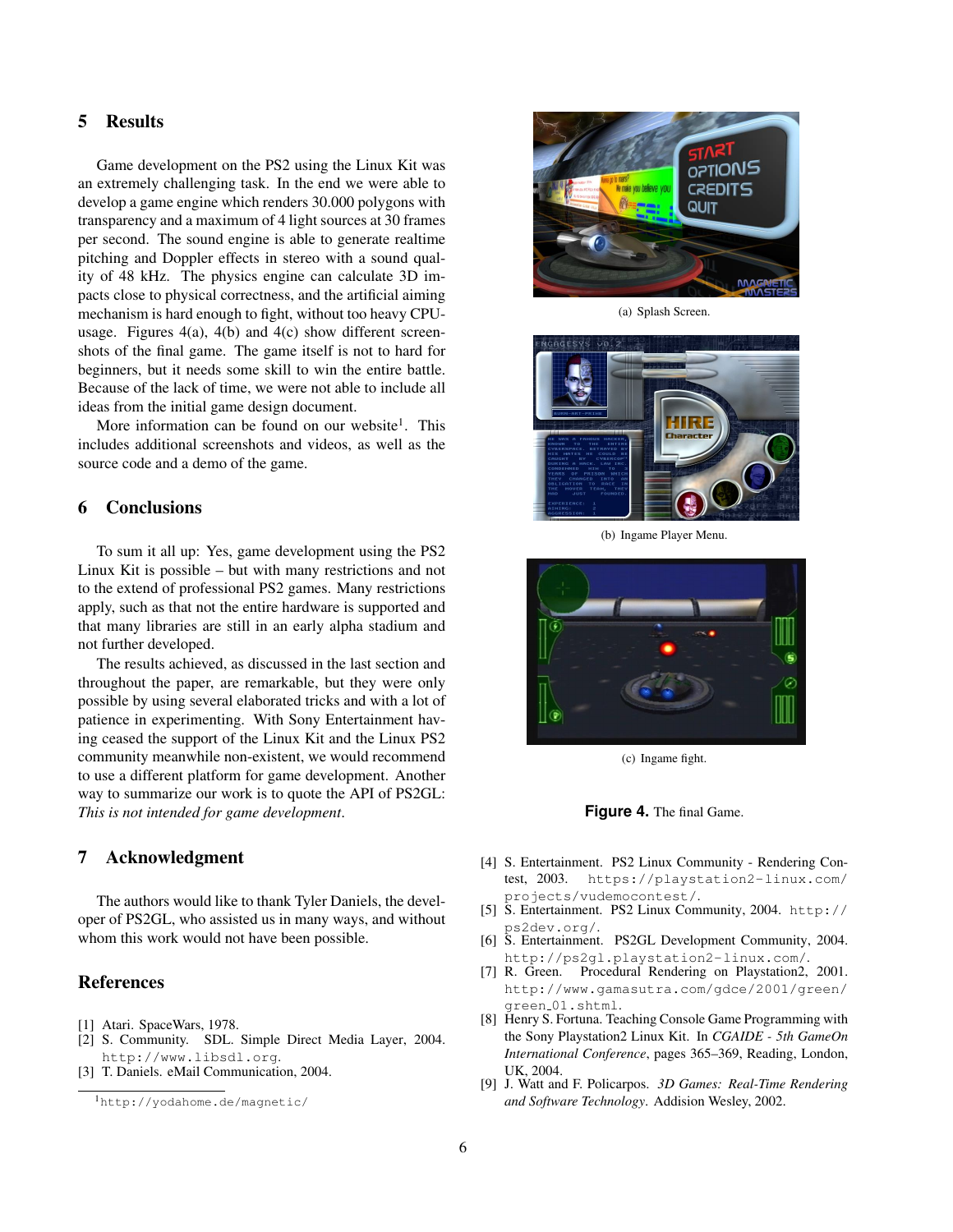## 5 Results

Game development on the PS2 using the Linux Kit was an extremely challenging task. In the end we were able to develop a game engine which renders 30.000 polygons with transparency and a maximum of 4 light sources at 30 frames per second. The sound engine is able to generate realtime pitching and Doppler effects in stereo with a sound quality of 48 kHz. The physics engine can calculate 3D impacts close to physical correctness, and the artificial aiming mechanism is hard enough to fight, without too heavy CPU-usage. Figures 4(a), 4(b) and 4(c) show different screenshots of the final game. The game itself is not to hard for beginners, but it needs some skill to win the entire battle. Because of the lack of time, we were not able to include all ideas from the initial game design document.

More information can be found on our website[1]. This includes additional screenshots and videos, as well as the source code and a demo of the game.

## 6 Conclusions

To sum it all up: Yes, game development using the PS2 Linux Kit is possible – but with many restrictions and not to the extend of professional PS2 games. Many restrictions apply, such as that not the entire hardware is supported and that many libraries are still in an early alpha stadium and not further developed.

The results achieved, as discussed in the last section and throughout the paper, are remarkable, but they were only possible by using several elaborated tricks and with a lot of patience in experimenting. With Sony Entertainment having ceased the support of the Linux Kit and the Linux PS2 community meanwhile non-existent, we would recommend to use a different platform for game development. Another way to summarize our work is to quote the API of PS2GL: *This is not intended for game development*.

## 7 Acknowledgment

The authors would like to thank Tyler Daniels, the developer of PS2GL, who assisted us in many ways, and without whom this work would not have been possible.

(a) Splash Screen.

(b) Ingame Player Menu.

(c) Ingame fight.

**Figure 4.** The final Game.

## References

[1] Atari. SpaceWars, 1978.
[2] S. Community. SDL. Simple Direct Media Layer, 2004. http://www.libsdl.org.
[3] T. Daniels. eMail Communication, 2004.
[4] S. Entertainment. PS2 Linux Community - Rendering Contest, 2003. https://playstation2-linux.com/projects/vudemocontest/.
[5] S. Entertainment. PS2 Linux Community, 2004. http://ps2dev.org/.
[6] S. Entertainment. PS2GL Development Community, 2004. http://ps2gl.playstation2-linux.com/.
[7] R. Green. Procedural Rendering on Playstation2, 2001. http://www.gamasutra.com/gdce/2001/green/green_01.shtml.
[8] Henry S. Fortuna. Teaching Console Game Programming with the Sony Playstation2 Linux Kit. In *CGAIDE - 5th GameOn International Conference*, pages 365–369, Reading, London, UK, 2004.
[9] J. Watt and F. Policarpos. *3D Games: Real-Time Rendering and Software Technology*. Addision Wesley, 2002.

[1] http://yodahome.de/magnetic/